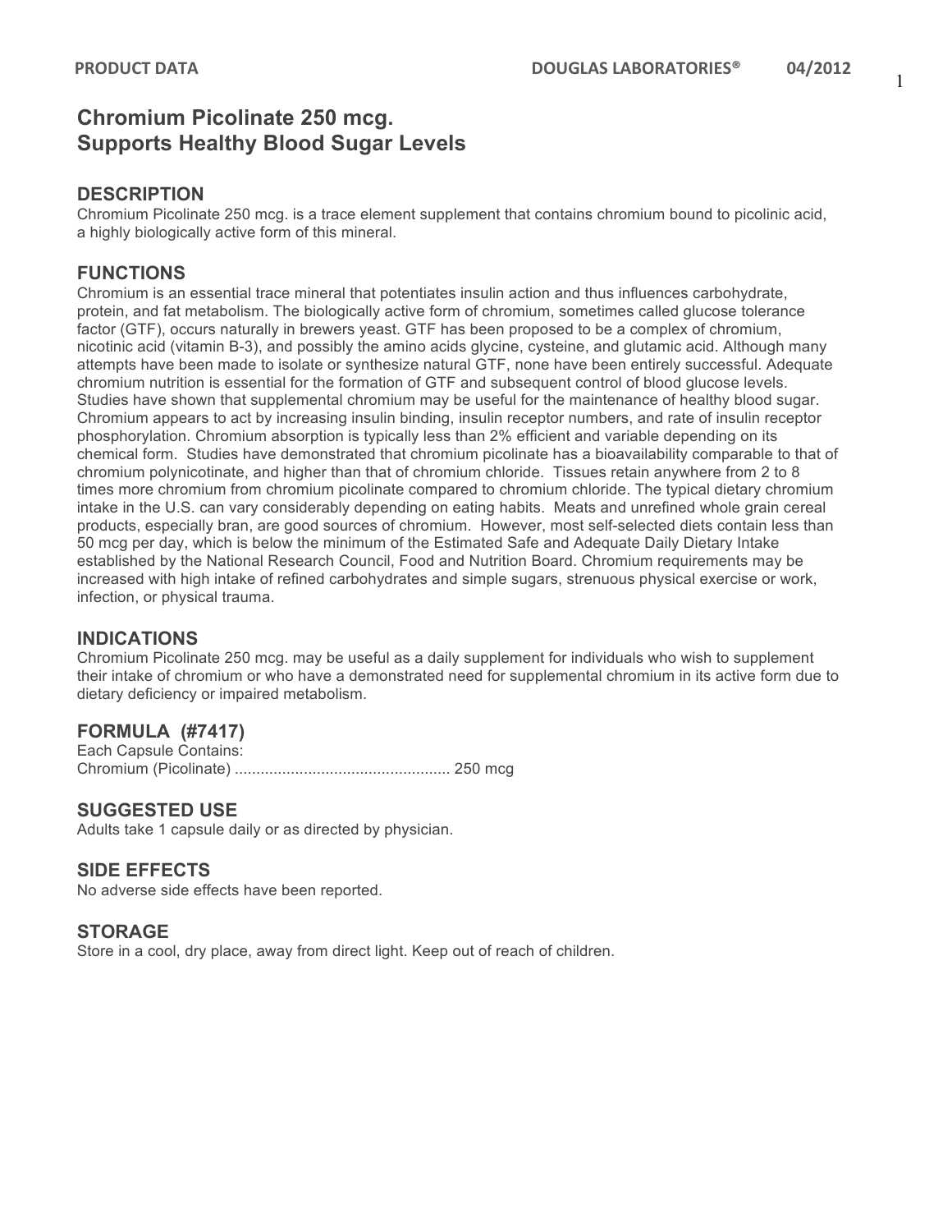# Chromium Picolinate 250 mcg.
# Supports Healthy Blood Sugar Levels

## DESCRIPTION

Chromium Picolinate 250 mcg. is a trace element supplement that contains chromium bound to picolinic acid, a highly biologically active form of this mineral.

## FUNCTIONS

Chromium is an essential trace mineral that potentiates insulin action and thus influences carbohydrate, protein, and fat metabolism. The biologically active form of chromium, sometimes called glucose tolerance factor (GTF), occurs naturally in brewers yeast. GTF has been proposed to be a complex of chromium, nicotinic acid (vitamin B-3), and possibly the amino acids glycine, cysteine, and glutamic acid. Although many attempts have been made to isolate or synthesize natural GTF, none have been entirely successful. Adequate chromium nutrition is essential for the formation of GTF and subsequent control of blood glucose levels. Studies have shown that supplemental chromium may be useful for the maintenance of healthy blood sugar. Chromium appears to act by increasing insulin binding, insulin receptor numbers, and rate of insulin receptor phosphorylation. Chromium absorption is typically less than 2% efficient and variable depending on its chemical form. Studies have demonstrated that chromium picolinate has a bioavailability comparable to that of chromium polynicotinate, and higher than that of chromium chloride. Tissues retain anywhere from 2 to 8 times more chromium from chromium picolinate compared to chromium chloride. The typical dietary chromium intake in the U.S. can vary considerably depending on eating habits. Meats and unrefined whole grain cereal products, especially bran, are good sources of chromium. However, most self-selected diets contain less than 50 mcg per day, which is below the minimum of the Estimated Safe and Adequate Daily Dietary Intake established by the National Research Council, Food and Nutrition Board. Chromium requirements may be increased with high intake of refined carbohydrates and simple sugars, strenuous physical exercise or work, infection, or physical trauma.

## INDICATIONS

Chromium Picolinate 250 mcg. may be useful as a daily supplement for individuals who wish to supplement their intake of chromium or who have a demonstrated need for supplemental chromium in its active form due to dietary deficiency or impaired metabolism.

## FORMULA (#7417)

Each Capsule Contains:
Chromium (Picolinate) .................................................. 250 mcg

## SUGGESTED USE

Adults take 1 capsule daily or as directed by physician.

## SIDE EFFECTS

No adverse side effects have been reported.

## STORAGE

Store in a cool, dry place, away from direct light. Keep out of reach of children.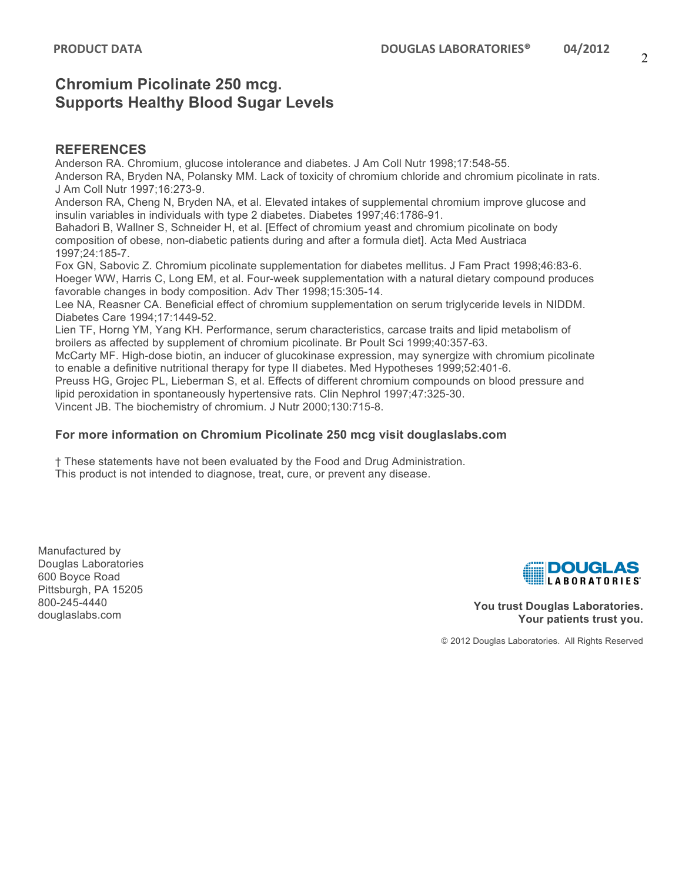## Chromium Picolinate 250 mcg.
## Supports Healthy Blood Sugar Levels

### REFERENCES

Anderson RA. Chromium, glucose intolerance and diabetes. J Am Coll Nutr 1998;17:548-55.

Anderson RA, Bryden NA, Polansky MM. Lack of toxicity of chromium chloride and chromium picolinate in rats. J Am Coll Nutr 1997;16:273-9.

Anderson RA, Cheng N, Bryden NA, et al. Elevated intakes of supplemental chromium improve glucose and insulin variables in individuals with type 2 diabetes. Diabetes 1997;46:1786-91.

Bahadori B, Wallner S, Schneider H, et al. [Effect of chromium yeast and chromium picolinate on body composition of obese, non-diabetic patients during and after a formula diet]. Acta Med Austriaca 1997;24:185-7.

Fox GN, Sabovic Z. Chromium picolinate supplementation for diabetes mellitus. J Fam Pract 1998;46:83-6.

Hoeger WW, Harris C, Long EM, et al. Four-week supplementation with a natural dietary compound produces favorable changes in body composition. Adv Ther 1998;15:305-14.

Lee NA, Reasner CA. Beneficial effect of chromium supplementation on serum triglyceride levels in NIDDM. Diabetes Care 1994;17:1449-52.

Lien TF, Horng YM, Yang KH. Performance, serum characteristics, carcase traits and lipid metabolism of broilers as affected by supplement of chromium picolinate. Br Poult Sci 1999;40:357-63.

McCarty MF. High-dose biotin, an inducer of glucokinase expression, may synergize with chromium picolinate to enable a definitive nutritional therapy for type II diabetes. Med Hypotheses 1999;52:401-6.

Preuss HG, Grojec PL, Lieberman S, et al. Effects of different chromium compounds on blood pressure and lipid peroxidation in spontaneously hypertensive rats. Clin Nephrol 1997;47:325-30.

Vincent JB. The biochemistry of chromium. J Nutr 2000;130:715-8.

**For more information on Chromium Picolinate 250 mcg visit douglaslabs.com**

† These statements have not been evaluated by the Food and Drug Administration.
This product is not intended to diagnose, treat, cure, or prevent any disease.

Manufactured by
Douglas Laboratories
600 Boyce Road
Pittsburgh, PA 15205
800-245-4440
douglaslabs.com

DOUGLAS LABORATORIES®

**You trust Douglas Laboratories.**
**Your patients trust you.**

© 2012 Douglas Laboratories. All Rights Reserved